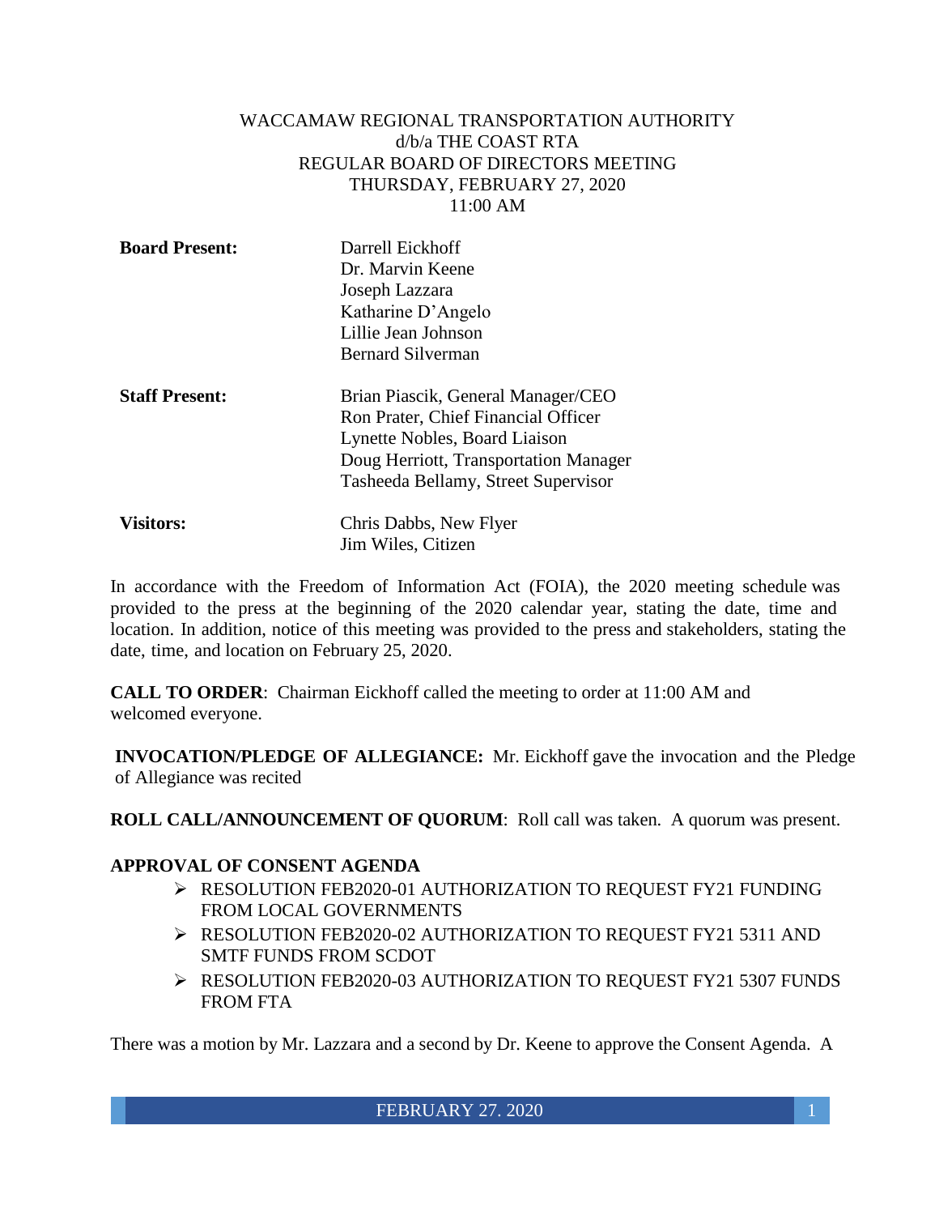WACCAMAW REGIONAL TRANSPORTATION AUTHORITY
d/b/a THE COAST RTA
REGULAR BOARD OF DIRECTORS MEETING
THURSDAY, FEBRUARY 27, 2020
11:00 AM

| | |
|---|---|
| **Board Present:** | Darrell Eickhoff<br>Dr. Marvin Keene<br>Joseph Lazzara<br>Katharine D'Angelo<br>Lillie Jean Johnson<br>Bernard Silverman |
| **Staff Present:** | Brian Piascik, General Manager/CEO<br>Ron Prater, Chief Financial Officer<br>Lynette Nobles, Board Liaison<br>Doug Herriott, Transportation Manager<br>Tasheeda Bellamy, Street Supervisor |
| **Visitors:** | Chris Dabbs, New Flyer<br>Jim Wiles, Citizen |

In accordance with the Freedom of Information Act (FOIA), the 2020 meeting schedule was provided to the press at the beginning of the 2020 calendar year, stating the date, time and location. In addition, notice of this meeting was provided to the press and stakeholders, stating the date, time, and location on February 25, 2020.

**CALL TO ORDER**: Chairman Eickhoff called the meeting to order at 11:00 AM and welcomed everyone.

**INVOCATION/PLEDGE OF ALLEGIANCE:** Mr. Eickhoff gave the invocation and the Pledge of Allegiance was recited

**ROLL CALL/ANNOUNCEMENT OF QUORUM**: Roll call was taken. A quorum was present.

**APPROVAL OF CONSENT AGENDA**

- RESOLUTION FEB2020-01 AUTHORIZATION TO REQUEST FY21 FUNDING FROM LOCAL GOVERNMENTS
- RESOLUTION FEB2020-02 AUTHORIZATION TO REQUEST FY21 5311 AND SMTF FUNDS FROM SCDOT
- RESOLUTION FEB2020-03 AUTHORIZATION TO REQUEST FY21 5307 FUNDS FROM FTA

There was a motion by Mr. Lazzara and a second by Dr. Keene to approve the Consent Agenda. A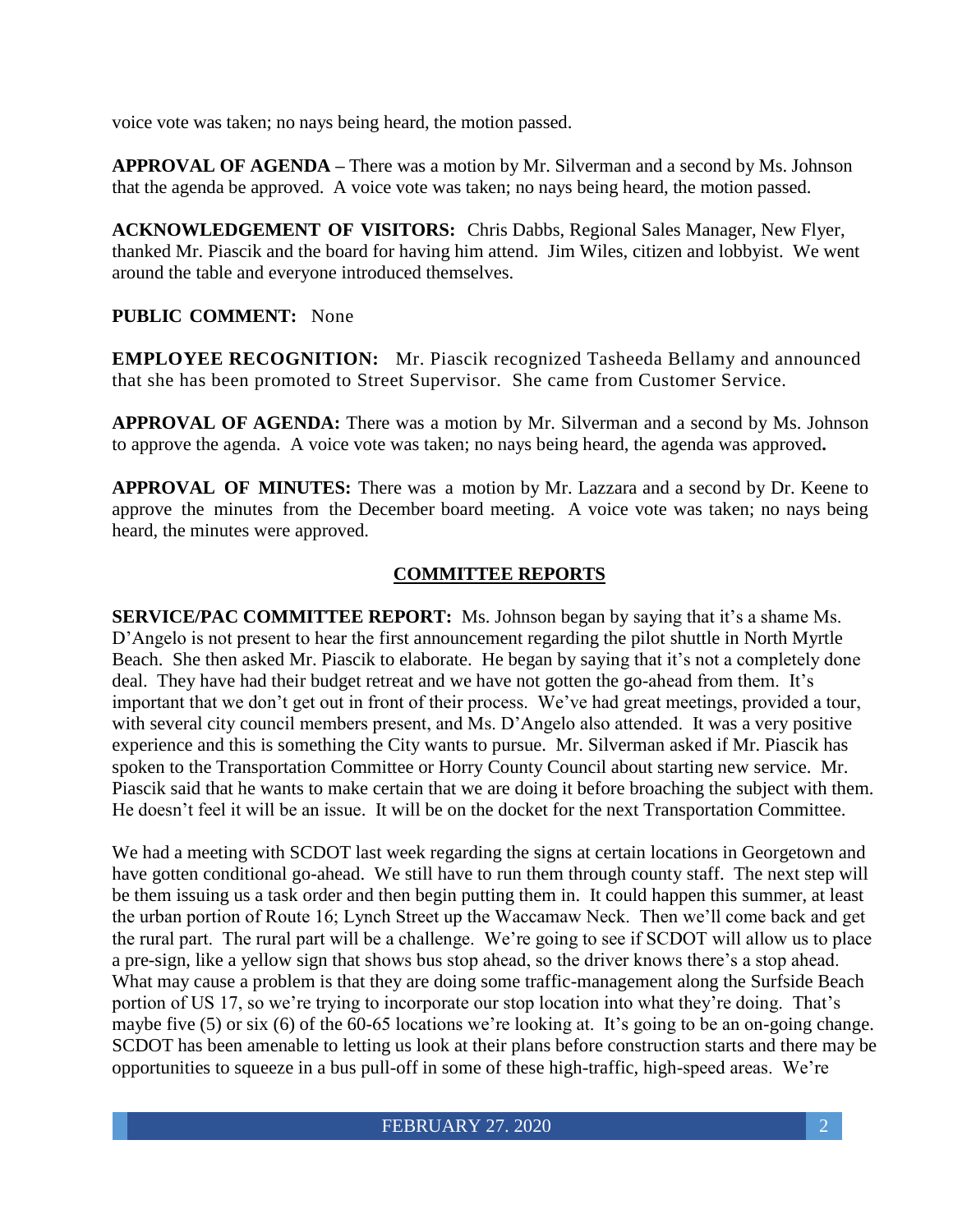voice vote was taken; no nays being heard, the motion passed.

**APPROVAL OF AGENDA –** There was a motion by Mr. Silverman and a second by Ms. Johnson that the agenda be approved. A voice vote was taken; no nays being heard, the motion passed.

**ACKNOWLEDGEMENT OF VISITORS:** Chris Dabbs, Regional Sales Manager, New Flyer, thanked Mr. Piascik and the board for having him attend. Jim Wiles, citizen and lobbyist. We went around the table and everyone introduced themselves.

**PUBLIC COMMENT:** None

**EMPLOYEE RECOGNITION:** Mr. Piascik recognized Tasheeda Bellamy and announced that she has been promoted to Street Supervisor. She came from Customer Service.

**APPROVAL OF AGENDA:** There was a motion by Mr. Silverman and a second by Ms. Johnson to approve the agenda. A voice vote was taken; no nays being heard, the agenda was approved**.**

**APPROVAL OF MINUTES:** There was a motion by Mr. Lazzara and a second by Dr. Keene to approve the minutes from the December board meeting. A voice vote was taken; no nays being heard, the minutes were approved.

## COMMITTEE REPORTS

**SERVICE/PAC COMMITTEE REPORT:** Ms. Johnson began by saying that it's a shame Ms. D'Angelo is not present to hear the first announcement regarding the pilot shuttle in North Myrtle Beach. She then asked Mr. Piascik to elaborate. He began by saying that it's not a completely done deal. They have had their budget retreat and we have not gotten the go-ahead from them. It's important that we don't get out in front of their process. We've had great meetings, provided a tour, with several city council members present, and Ms. D'Angelo also attended. It was a very positive experience and this is something the City wants to pursue. Mr. Silverman asked if Mr. Piascik has spoken to the Transportation Committee or Horry County Council about starting new service. Mr. Piascik said that he wants to make certain that we are doing it before broaching the subject with them. He doesn't feel it will be an issue. It will be on the docket for the next Transportation Committee.

We had a meeting with SCDOT last week regarding the signs at certain locations in Georgetown and have gotten conditional go-ahead. We still have to run them through county staff. The next step will be them issuing us a task order and then begin putting them in. It could happen this summer, at least the urban portion of Route 16; Lynch Street up the Waccamaw Neck. Then we'll come back and get the rural part. The rural part will be a challenge. We're going to see if SCDOT will allow us to place a pre-sign, like a yellow sign that shows bus stop ahead, so the driver knows there's a stop ahead. What may cause a problem is that they are doing some traffic-management along the Surfside Beach portion of US 17, so we're trying to incorporate our stop location into what they're doing. That's maybe five (5) or six (6) of the 60-65 locations we're looking at. It's going to be an on-going change. SCDOT has been amenable to letting us look at their plans before construction starts and there may be opportunities to squeeze in a bus pull-off in some of these high-traffic, high-speed areas. We're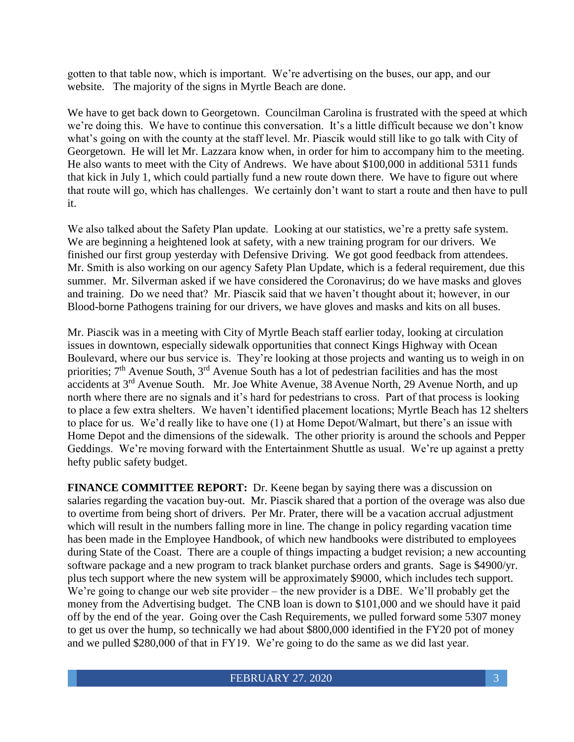gotten to that table now, which is important. We're advertising on the buses, our app, and our website. The majority of the signs in Myrtle Beach are done.

We have to get back down to Georgetown. Councilman Carolina is frustrated with the speed at which we're doing this. We have to continue this conversation. It's a little difficult because we don't know what's going on with the county at the staff level. Mr. Piascik would still like to go talk with City of Georgetown. He will let Mr. Lazzara know when, in order for him to accompany him to the meeting. He also wants to meet with the City of Andrews. We have about $100,000 in additional 5311 funds that kick in July 1, which could partially fund a new route down there. We have to figure out where that route will go, which has challenges. We certainly don't want to start a route and then have to pull it.

We also talked about the Safety Plan update. Looking at our statistics, we're a pretty safe system. We are beginning a heightened look at safety, with a new training program for our drivers. We finished our first group yesterday with Defensive Driving. We got good feedback from attendees. Mr. Smith is also working on our agency Safety Plan Update, which is a federal requirement, due this summer. Mr. Silverman asked if we have considered the Coronavirus; do we have masks and gloves and training. Do we need that? Mr. Piascik said that we haven't thought about it; however, in our Blood-borne Pathogens training for our drivers, we have gloves and masks and kits on all buses.

Mr. Piascik was in a meeting with City of Myrtle Beach staff earlier today, looking at circulation issues in downtown, especially sidewalk opportunities that connect Kings Highway with Ocean Boulevard, where our bus service is. They're looking at those projects and wanting us to weigh in on priorities; 7th Avenue South, 3rd Avenue South has a lot of pedestrian facilities and has the most accidents at 3rd Avenue South. Mr. Joe White Avenue, 38 Avenue North, 29 Avenue North, and up north where there are no signals and it's hard for pedestrians to cross. Part of that process is looking to place a few extra shelters. We haven't identified placement locations; Myrtle Beach has 12 shelters to place for us. We'd really like to have one (1) at Home Depot/Walmart, but there's an issue with Home Depot and the dimensions of the sidewalk. The other priority is around the schools and Pepper Geddings. We're moving forward with the Entertainment Shuttle as usual. We're up against a pretty hefty public safety budget.

**FINANCE COMMITTEE REPORT:** Dr. Keene began by saying there was a discussion on salaries regarding the vacation buy-out. Mr. Piascik shared that a portion of the overage was also due to overtime from being short of drivers. Per Mr. Prater, there will be a vacation accrual adjustment which will result in the numbers falling more in line. The change in policy regarding vacation time has been made in the Employee Handbook, of which new handbooks were distributed to employees during State of the Coast. There are a couple of things impacting a budget revision; a new accounting software package and a new program to track blanket purchase orders and grants. Sage is $4900/yr. plus tech support where the new system will be approximately $9000, which includes tech support. We're going to change our web site provider – the new provider is a DBE. We'll probably get the money from the Advertising budget. The CNB loan is down to $101,000 and we should have it paid off by the end of the year. Going over the Cash Requirements, we pulled forward some 5307 money to get us over the hump, so technically we had about $800,000 identified in the FY20 pot of money and we pulled $280,000 of that in FY19. We're going to do the same as we did last year.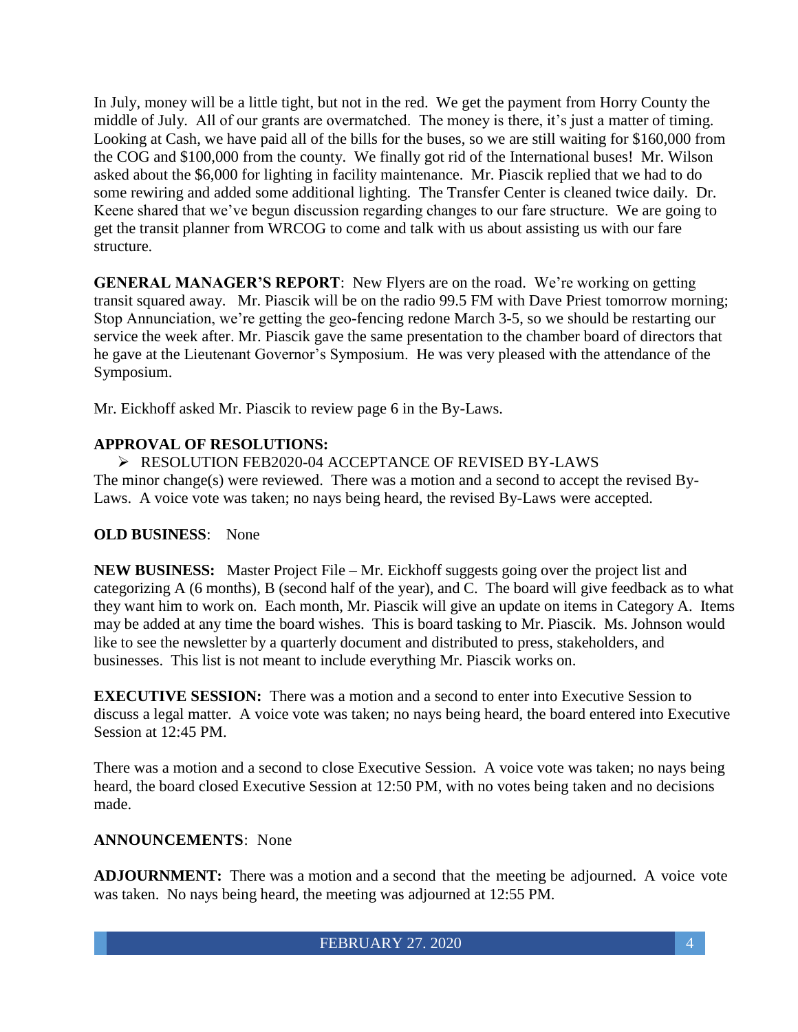In July, money will be a little tight, but not in the red. We get the payment from Horry County the middle of July. All of our grants are overmatched. The money is there, it's just a matter of timing. Looking at Cash, we have paid all of the bills for the buses, so we are still waiting for $160,000 from the COG and $100,000 from the county. We finally got rid of the International buses! Mr. Wilson asked about the $6,000 for lighting in facility maintenance. Mr. Piascik replied that we had to do some rewiring and added some additional lighting. The Transfer Center is cleaned twice daily. Dr. Keene shared that we've begun discussion regarding changes to our fare structure. We are going to get the transit planner from WRCOG to come and talk with us about assisting us with our fare structure.

**GENERAL MANAGER'S REPORT**: New Flyers are on the road. We're working on getting transit squared away. Mr. Piascik will be on the radio 99.5 FM with Dave Priest tomorrow morning; Stop Annunciation, we're getting the geo-fencing redone March 3-5, so we should be restarting our service the week after. Mr. Piascik gave the same presentation to the chamber board of directors that he gave at the Lieutenant Governor's Symposium. He was very pleased with the attendance of the Symposium.

Mr. Eickhoff asked Mr. Piascik to review page 6 in the By-Laws.

**APPROVAL OF RESOLUTIONS:**

- RESOLUTION FEB2020-04 ACCEPTANCE OF REVISED BY-LAWS

The minor change(s) were reviewed. There was a motion and a second to accept the revised By-Laws. A voice vote was taken; no nays being heard, the revised By-Laws were accepted.

**OLD BUSINESS**: None

**NEW BUSINESS:** Master Project File – Mr. Eickhoff suggests going over the project list and categorizing A (6 months), B (second half of the year), and C. The board will give feedback as to what they want him to work on. Each month, Mr. Piascik will give an update on items in Category A. Items may be added at any time the board wishes. This is board tasking to Mr. Piascik. Ms. Johnson would like to see the newsletter by a quarterly document and distributed to press, stakeholders, and businesses. This list is not meant to include everything Mr. Piascik works on.

**EXECUTIVE SESSION:** There was a motion and a second to enter into Executive Session to discuss a legal matter. A voice vote was taken; no nays being heard, the board entered into Executive Session at 12:45 PM.

There was a motion and a second to close Executive Session. A voice vote was taken; no nays being heard, the board closed Executive Session at 12:50 PM, with no votes being taken and no decisions made.

**ANNOUNCEMENTS**: None

**ADJOURNMENT:** There was a motion and a second that the meeting be adjourned. A voice vote was taken. No nays being heard, the meeting was adjourned at 12:55 PM.